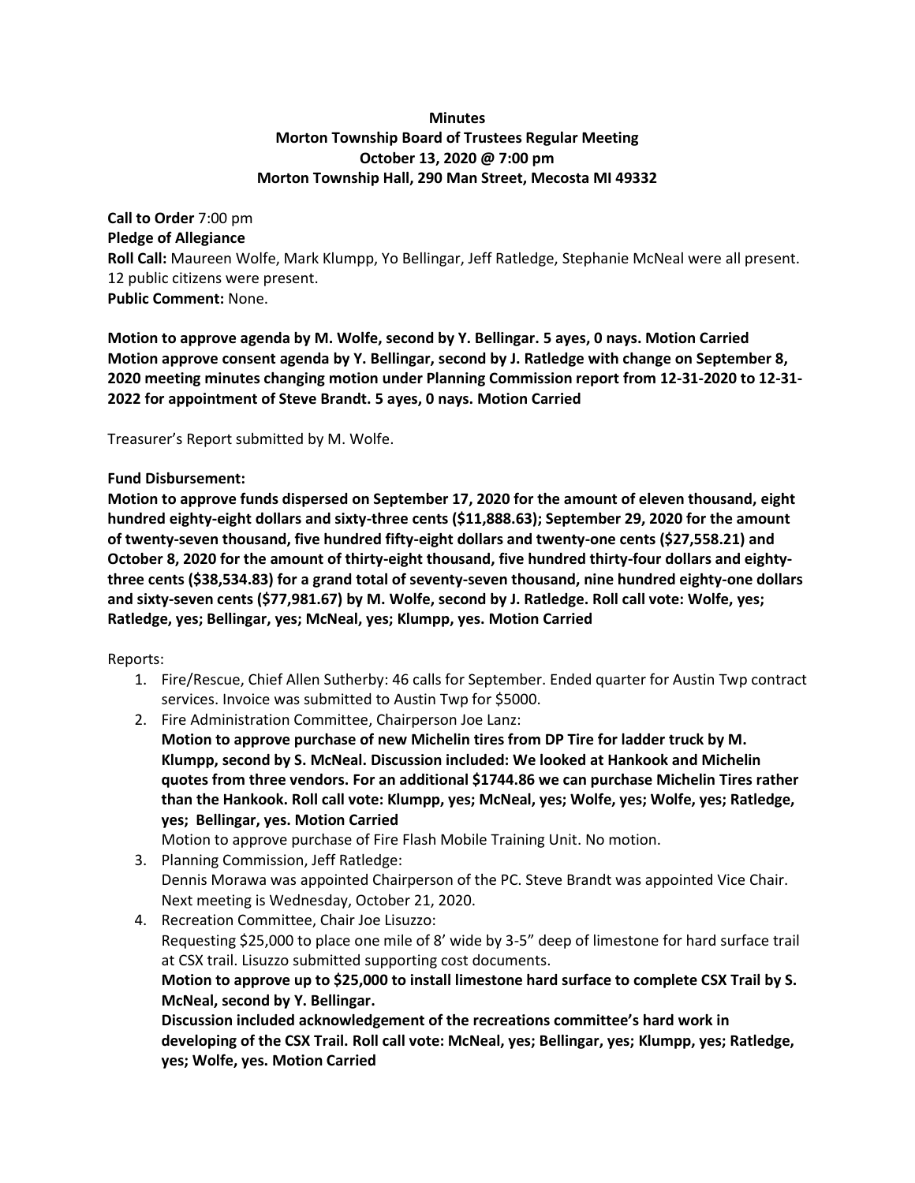**Minutes**
**Morton Township Board of Trustees Regular Meeting**
**October 13, 2020 @ 7:00 pm**
**Morton Township Hall, 290 Man Street, Mecosta MI 49332**

**Call to Order** 7:00 pm
**Pledge of Allegiance**
**Roll Call:** Maureen Wolfe, Mark Klumpp, Yo Bellingar, Jeff Ratledge, Stephanie McNeal were all present. 12 public citizens were present.
**Public Comment:** None.

**Motion to approve agenda by M. Wolfe, second by Y. Bellingar. 5 ayes, 0 nays. Motion Carried**
**Motion approve consent agenda by Y. Bellingar, second by J. Ratledge with change on September 8, 2020 meeting minutes changing motion under Planning Commission report from 12-31-2020 to 12-31-2022 for appointment of Steve Brandt. 5 ayes, 0 nays. Motion Carried**

Treasurer's Report submitted by M. Wolfe.

**Fund Disbursement:**
**Motion to approve funds dispersed on September 17, 2020 for the amount of eleven thousand, eight hundred eighty-eight dollars and sixty-three cents ($11,888.63); September 29, 2020 for the amount of twenty-seven thousand, five hundred fifty-eight dollars and twenty-one cents ($27,558.21) and October 8, 2020 for the amount of thirty-eight thousand, five hundred thirty-four dollars and eighty-three cents ($38,534.83) for a grand total of seventy-seven thousand, nine hundred eighty-one dollars and sixty-seven cents ($77,981.67) by M. Wolfe, second by J. Ratledge. Roll call vote: Wolfe, yes; Ratledge, yes; Bellingar, yes; McNeal, yes; Klumpp, yes. Motion Carried**

Reports:

1. Fire/Rescue, Chief Allen Sutherby: 46 calls for September. Ended quarter for Austin Twp contract services. Invoice was submitted to Austin Twp for $5000.
2. Fire Administration Committee, Chairperson Joe Lanz:
   **Motion to approve purchase of new Michelin tires from DP Tire for ladder truck by M. Klumpp, second by S. McNeal. Discussion included: We looked at Hankook and Michelin quotes from three vendors. For an additional $1744.86 we can purchase Michelin Tires rather than the Hankook. Roll call vote: Klumpp, yes; McNeal, yes; Wolfe, yes; Wolfe, yes; Ratledge, yes; Bellingar, yes. Motion Carried**
   Motion to approve purchase of Fire Flash Mobile Training Unit. No motion.
3. Planning Commission, Jeff Ratledge:
   Dennis Morawa was appointed Chairperson of the PC. Steve Brandt was appointed Vice Chair. Next meeting is Wednesday, October 21, 2020.
4. Recreation Committee, Chair Joe Lisuzzo:
   Requesting $25,000 to place one mile of 8' wide by 3-5" deep of limestone for hard surface trail at CSX trail. Lisuzzo submitted supporting cost documents.
   **Motion to approve up to $25,000 to install limestone hard surface to complete CSX Trail by S. McNeal, second by Y. Bellingar.**
   **Discussion included acknowledgement of the recreations committee's hard work in developing of the CSX Trail. Roll call vote: McNeal, yes; Bellingar, yes; Klumpp, yes; Ratledge, yes; Wolfe, yes. Motion Carried**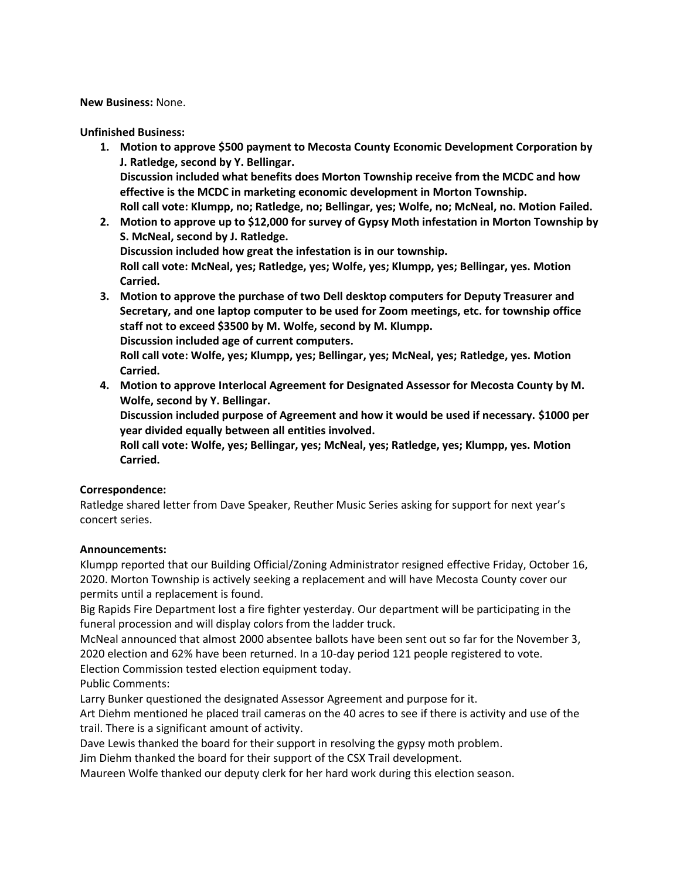**New Business:** None.

**Unfinished Business:**

1. **Motion to approve $500 payment to Mecosta County Economic Development Corporation by J. Ratledge, second by Y. Bellingar.**
   **Discussion included what benefits does Morton Township receive from the MCDC and how effective is the MCDC in marketing economic development in Morton Township.**
   **Roll call vote: Klumpp, no; Ratledge, no; Bellingar, yes; Wolfe, no; McNeal, no. Motion Failed.**
2. **Motion to approve up to $12,000 for survey of Gypsy Moth infestation in Morton Township by S. McNeal, second by J. Ratledge.**
   **Discussion included how great the infestation is in our township.**
   **Roll call vote: McNeal, yes; Ratledge, yes; Wolfe, yes; Klumpp, yes; Bellingar, yes. Motion Carried.**
3. **Motion to approve the purchase of two Dell desktop computers for Deputy Treasurer and Secretary, and one laptop computer to be used for Zoom meetings, etc. for township office staff not to exceed $3500 by M. Wolfe, second by M. Klumpp.**
   **Discussion included age of current computers.**
   **Roll call vote: Wolfe, yes; Klumpp, yes; Bellingar, yes; McNeal, yes; Ratledge, yes. Motion Carried.**
4. **Motion to approve Interlocal Agreement for Designated Assessor for Mecosta County by M. Wolfe, second by Y. Bellingar.**
   **Discussion included purpose of Agreement and how it would be used if necessary. $1000 per year divided equally between all entities involved.**
   **Roll call vote: Wolfe, yes; Bellingar, yes; McNeal, yes; Ratledge, yes; Klumpp, yes. Motion Carried.**

**Correspondence:**
Ratledge shared letter from Dave Speaker, Reuther Music Series asking for support for next year's concert series.

**Announcements:**
Klumpp reported that our Building Official/Zoning Administrator resigned effective Friday, October 16, 2020. Morton Township is actively seeking a replacement and will have Mecosta County cover our permits until a replacement is found.
Big Rapids Fire Department lost a fire fighter yesterday. Our department will be participating in the funeral procession and will display colors from the ladder truck.
McNeal announced that almost 2000 absentee ballots have been sent out so far for the November 3, 2020 election and 62% have been returned. In a 10-day period 121 people registered to vote.
Election Commission tested election equipment today.
Public Comments:
Larry Bunker questioned the designated Assessor Agreement and purpose for it.
Art Diehm mentioned he placed trail cameras on the 40 acres to see if there is activity and use of the trail. There is a significant amount of activity.
Dave Lewis thanked the board for their support in resolving the gypsy moth problem.
Jim Diehm thanked the board for their support of the CSX Trail development.
Maureen Wolfe thanked our deputy clerk for her hard work during this election season.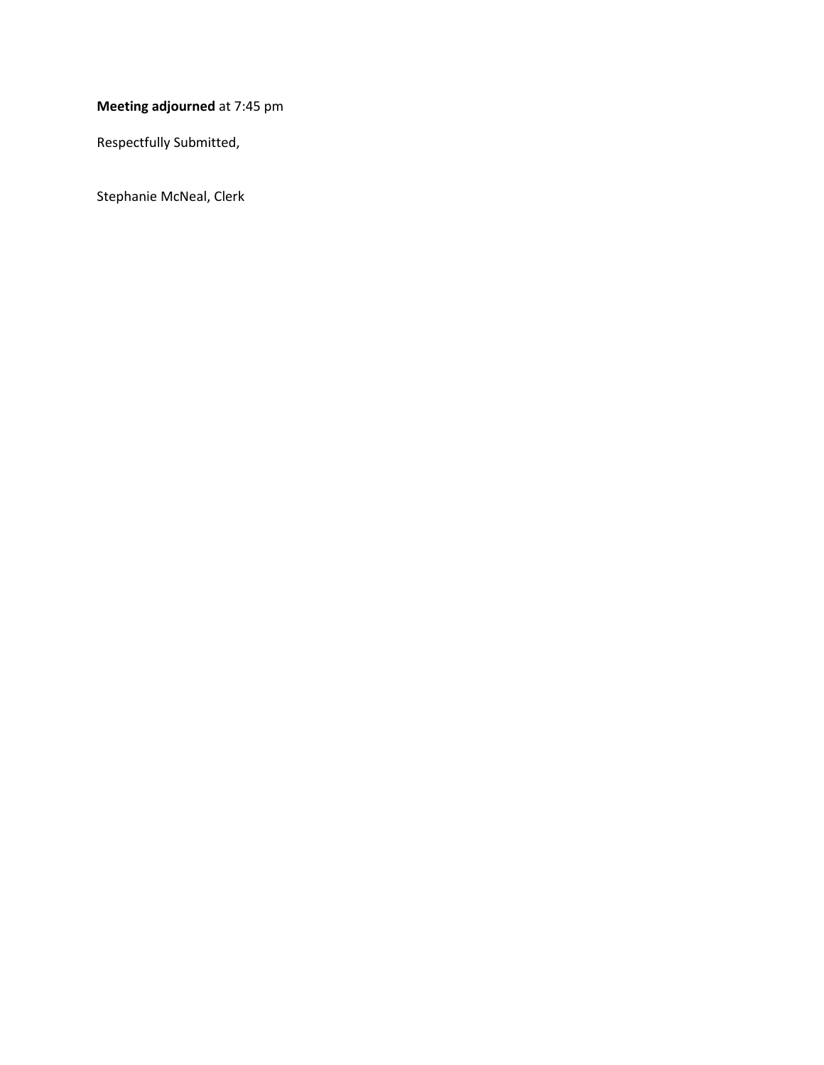**Meeting adjourned** at 7:45 pm

Respectfully Submitted,

Stephanie McNeal, Clerk